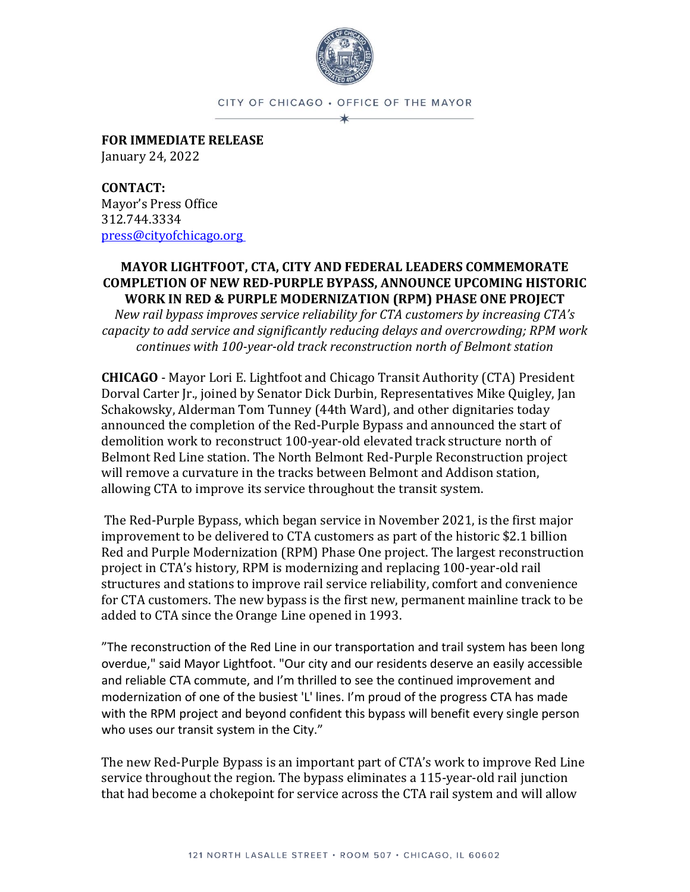CITY OF CHICAGO • OFFICE OF THE MAYOR

**FOR IMMEDIATE RELEASE**
January 24, 2022

**CONTACT:**
Mayor's Press Office
312.744.3334
press@cityofchicago.org

## MAYOR LIGHTFOOT, CTA, CITY AND FEDERAL LEADERS COMMEMORATE COMPLETION OF NEW RED-PURPLE BYPASS, ANNOUNCE UPCOMING HISTORIC WORK IN RED & PURPLE MODERNIZATION (RPM) PHASE ONE PROJECT

*New rail bypass improves service reliability for CTA customers by increasing CTA's capacity to add service and significantly reducing delays and overcrowding; RPM work continues with 100-year-old track reconstruction north of Belmont station*

**CHICAGO** - Mayor Lori E. Lightfoot and Chicago Transit Authority (CTA) President Dorval Carter Jr., joined by Senator Dick Durbin, Representatives Mike Quigley, Jan Schakowsky, Alderman Tom Tunney (44th Ward), and other dignitaries today announced the completion of the Red-Purple Bypass and announced the start of demolition work to reconstruct 100-year-old elevated track structure north of Belmont Red Line station. The North Belmont Red-Purple Reconstruction project will remove a curvature in the tracks between Belmont and Addison station, allowing CTA to improve its service throughout the transit system.

The Red-Purple Bypass, which began service in November 2021, is the first major improvement to be delivered to CTA customers as part of the historic $2.1 billion Red and Purple Modernization (RPM) Phase One project. The largest reconstruction project in CTA's history, RPM is modernizing and replacing 100-year-old rail structures and stations to improve rail service reliability, comfort and convenience for CTA customers. The new bypass is the first new, permanent mainline track to be added to CTA since the Orange Line opened in 1993.

"The reconstruction of the Red Line in our transportation and trail system has been long overdue," said Mayor Lightfoot. "Our city and our residents deserve an easily accessible and reliable CTA commute, and I'm thrilled to see the continued improvement and modernization of one of the busiest 'L' lines. I'm proud of the progress CTA has made with the RPM project and beyond confident this bypass will benefit every single person who uses our transit system in the City."

The new Red-Purple Bypass is an important part of CTA's work to improve Red Line service throughout the region. The bypass eliminates a 115-year-old rail junction that had become a chokepoint for service across the CTA rail system and will allow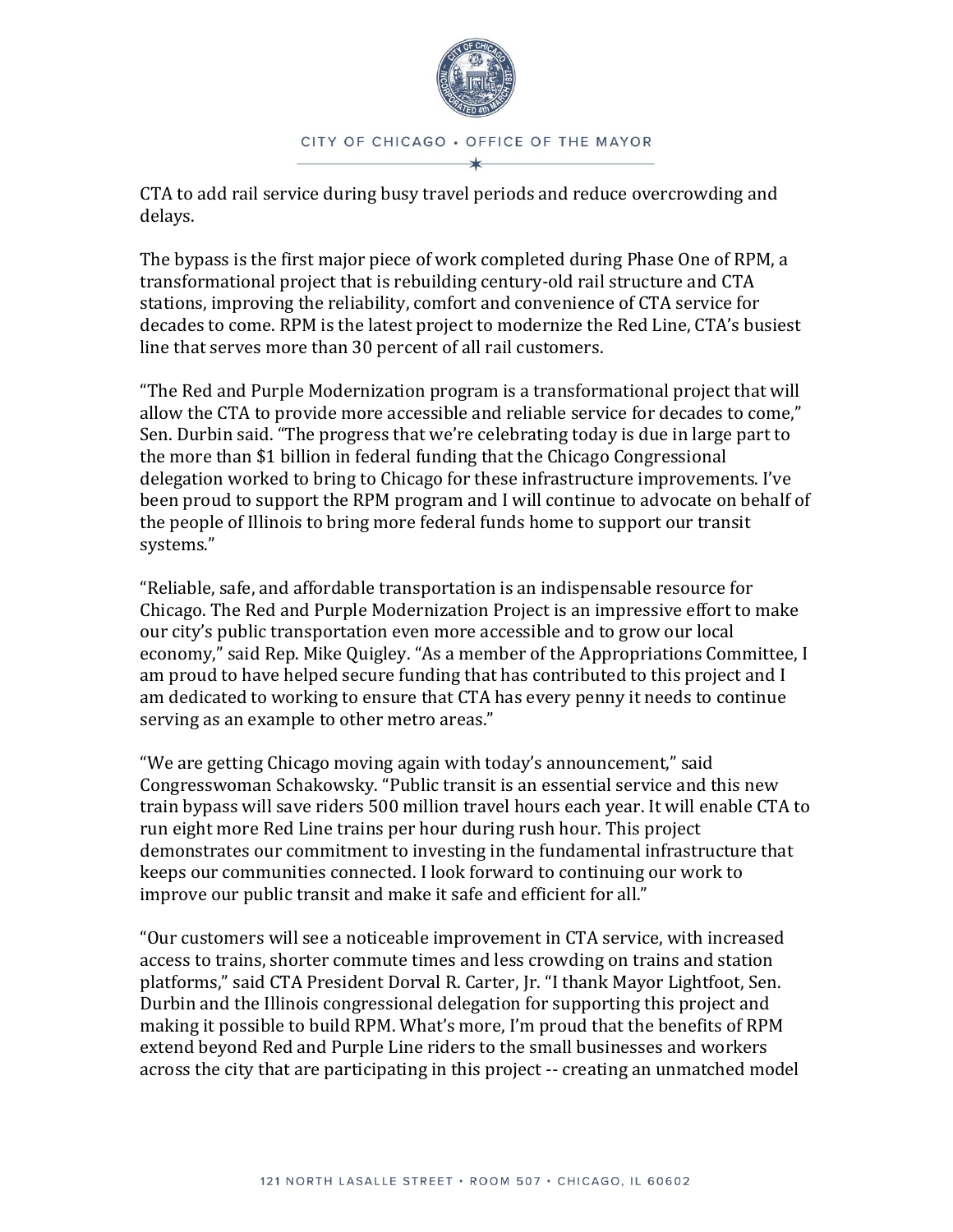CTA to add rail service during busy travel periods and reduce overcrowding and delays.

The bypass is the first major piece of work completed during Phase One of RPM, a transformational project that is rebuilding century-old rail structure and CTA stations, improving the reliability, comfort and convenience of CTA service for decades to come. RPM is the latest project to modernize the Red Line, CTA's busiest line that serves more than 30 percent of all rail customers.

"The Red and Purple Modernization program is a transformational project that will allow the CTA to provide more accessible and reliable service for decades to come," Sen. Durbin said. "The progress that we're celebrating today is due in large part to the more than $1 billion in federal funding that the Chicago Congressional delegation worked to bring to Chicago for these infrastructure improvements. I've been proud to support the RPM program and I will continue to advocate on behalf of the people of Illinois to bring more federal funds home to support our transit systems."

"Reliable, safe, and affordable transportation is an indispensable resource for Chicago. The Red and Purple Modernization Project is an impressive effort to make our city's public transportation even more accessible and to grow our local economy," said Rep. Mike Quigley. "As a member of the Appropriations Committee, I am proud to have helped secure funding that has contributed to this project and I am dedicated to working to ensure that CTA has every penny it needs to continue serving as an example to other metro areas."

"We are getting Chicago moving again with today's announcement," said Congresswoman Schakowsky. "Public transit is an essential service and this new train bypass will save riders 500 million travel hours each year. It will enable CTA to run eight more Red Line trains per hour during rush hour. This project demonstrates our commitment to investing in the fundamental infrastructure that keeps our communities connected. I look forward to continuing our work to improve our public transit and make it safe and efficient for all."

"Our customers will see a noticeable improvement in CTA service, with increased access to trains, shorter commute times and less crowding on trains and station platforms," said CTA President Dorval R. Carter, Jr. "I thank Mayor Lightfoot, Sen. Durbin and the Illinois congressional delegation for supporting this project and making it possible to build RPM. What's more, I'm proud that the benefits of RPM extend beyond Red and Purple Line riders to the small businesses and workers across the city that are participating in this project -- creating an unmatched model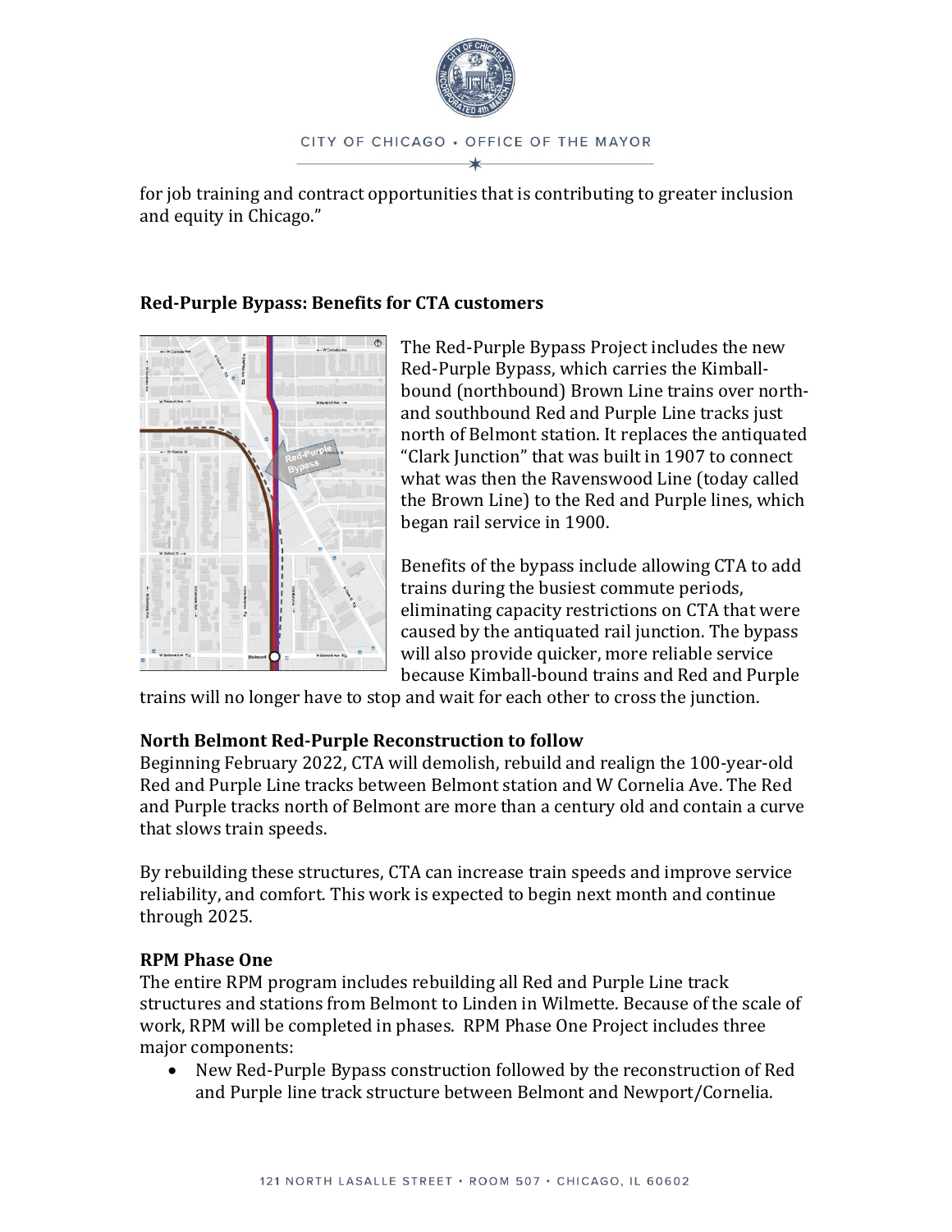for job training and contract opportunities that is contributing to greater inclusion and equity in Chicago."

### Red-Purple Bypass: Benefits for CTA customers

The Red-Purple Bypass Project includes the new Red-Purple Bypass, which carries the Kimball-bound (northbound) Brown Line trains over north- and southbound Red and Purple Line tracks just north of Belmont station. It replaces the antiquated "Clark Junction" that was built in 1907 to connect what was then the Ravenswood Line (today called the Brown Line) to the Red and Purple lines, which began rail service in 1900.

Benefits of the bypass include allowing CTA to add trains during the busiest commute periods, eliminating capacity restrictions on CTA that were caused by the antiquated rail junction. The bypass will also provide quicker, more reliable service because Kimball-bound trains and Red and Purple trains will no longer have to stop and wait for each other to cross the junction.

### North Belmont Red-Purple Reconstruction to follow

Beginning February 2022, CTA will demolish, rebuild and realign the 100-year-old Red and Purple Line tracks between Belmont station and W Cornelia Ave. The Red and Purple tracks north of Belmont are more than a century old and contain a curve that slows train speeds.

By rebuilding these structures, CTA can increase train speeds and improve service reliability, and comfort. This work is expected to begin next month and continue through 2025.

### RPM Phase One

The entire RPM program includes rebuilding all Red and Purple Line track structures and stations from Belmont to Linden in Wilmette. Because of the scale of work, RPM will be completed in phases. RPM Phase One Project includes three major components:

- New Red-Purple Bypass construction followed by the reconstruction of Red and Purple line track structure between Belmont and Newport/Cornelia.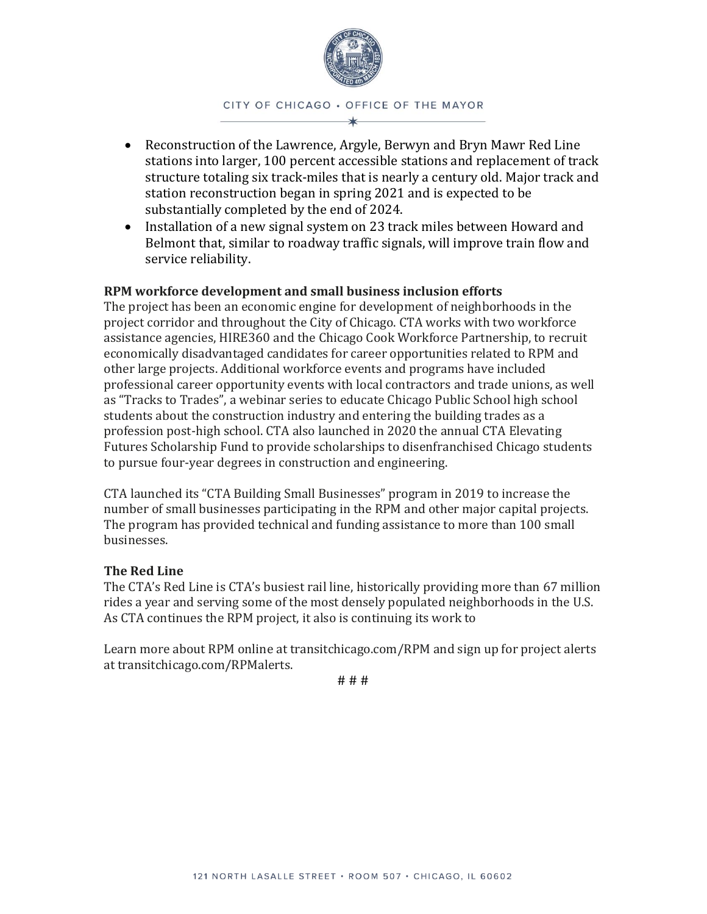- Reconstruction of the Lawrence, Argyle, Berwyn and Bryn Mawr Red Line stations into larger, 100 percent accessible stations and replacement of track structure totaling six track-miles that is nearly a century old. Major track and station reconstruction began in spring 2021 and is expected to be substantially completed by the end of 2024.
- Installation of a new signal system on 23 track miles between Howard and Belmont that, similar to roadway traffic signals, will improve train flow and service reliability.

**RPM workforce development and small business inclusion efforts**

The project has been an economic engine for development of neighborhoods in the project corridor and throughout the City of Chicago. CTA works with two workforce assistance agencies, HIRE360 and the Chicago Cook Workforce Partnership, to recruit economically disadvantaged candidates for career opportunities related to RPM and other large projects. Additional workforce events and programs have included professional career opportunity events with local contractors and trade unions, as well as "Tracks to Trades", a webinar series to educate Chicago Public School high school students about the construction industry and entering the building trades as a profession post-high school. CTA also launched in 2020 the annual CTA Elevating Futures Scholarship Fund to provide scholarships to disenfranchised Chicago students to pursue four-year degrees in construction and engineering.

CTA launched its "CTA Building Small Businesses" program in 2019 to increase the number of small businesses participating in the RPM and other major capital projects. The program has provided technical and funding assistance to more than 100 small businesses.

**The Red Line**

The CTA's Red Line is CTA's busiest rail line, historically providing more than 67 million rides a year and serving some of the most densely populated neighborhoods in the U.S. As CTA continues the RPM project, it also is continuing its work to

Learn more about RPM online at transitchicago.com/RPM and sign up for project alerts at transitchicago.com/RPMalerts.

# # #